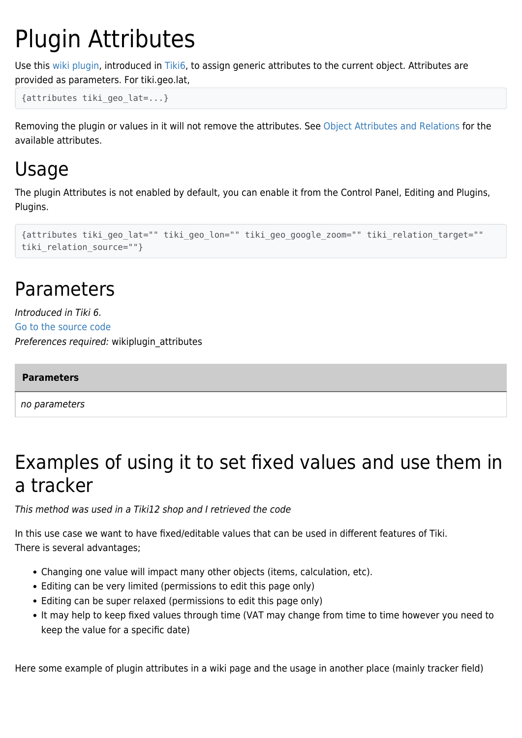# Plugin Attributes

Use this wiki plugin, introduced in Tiki6, to assign generic attributes to the current object. Attributes are provided as parameters. For tiki.geo.lat,

```
{attributes tiki_geo_lat=...}
```

Removing the plugin or values in it will not remove the attributes. See Object Attributes and Relations for the available attributes.

# Usage

The plugin Attributes is not enabled by default, you can enable it from the Control Panel, Editing and Plugins, Plugins.

```
{attributes tiki_geo_lat="" tiki_geo_lon="" tiki_geo_google_zoom="" tiki_relation_target=""
tiki_relation_source=""}
```

# Parameters

*Introduced in Tiki 6.*
Go to the source code
*Preferences required:* wikiplugin_attributes

| Parameters |
| --- |
| *no parameters* |

# Examples of using it to set fixed values and use them in a tracker

*This method was used in a Tiki12 shop and I retrieved the code*

In this use case we want to have fixed/editable values that can be used in different features of Tiki.
There is several advantages;

- Changing one value will impact many other objects (items, calculation, etc).
- Editing can be very limited (permissions to edit this page only)
- Editing can be super relaxed (permissions to edit this page only)
- It may help to keep fixed values through time (VAT may change from time to time however you need to keep the value for a specific date)

Here some example of plugin attributes in a wiki page and the usage in another place (mainly tracker field)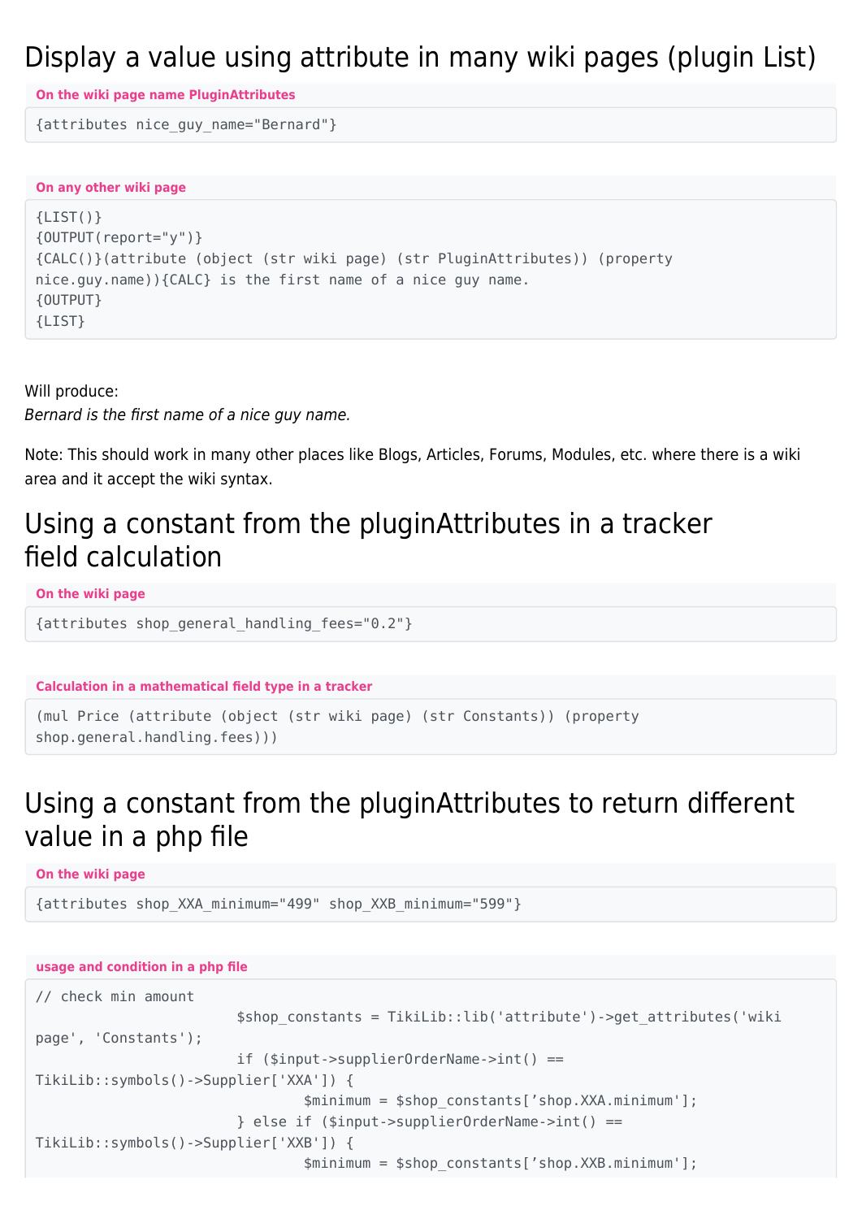# Display a value using attribute in many wiki pages (plugin List)

**On the wiki page name PluginAttributes**

```
{attributes nice_guy_name="Bernard"}
```

**On any other wiki page**

```
{LIST()}
{OUTPUT(report="y")}
{CALC()}(attribute (object (str wiki page) (str PluginAttributes)) (property nice.guy.name)){CALC} is the first name of a nice guy name.
{OUTPUT}
{LIST}
```

Will produce:
*Bernard is the first name of a nice guy name.*

Note: This should work in many other places like Blogs, Articles, Forums, Modules, etc. where there is a wiki area and it accept the wiki syntax.

# Using a constant from the pluginAttributes in a tracker field calculation

**On the wiki page**

```
{attributes shop_general_handling_fees="0.2"}
```

**Calculation in a mathematical field type in a tracker**

```
(mul Price (attribute (object (str wiki page) (str Constants)) (property shop.general.handling.fees)))
```

# Using a constant from the pluginAttributes to return different value in a php file

**On the wiki page**

```
{attributes shop_XXA_minimum="499" shop_XXB_minimum="599"}
```

**usage and condition in a php file**

```
// check min amount
                        $shop_constants = TikiLib::lib('attribute')->get_attributes('wiki page', 'Constants');
                        if ($input->supplierOrderName->int() == TikiLib::symbols()->Supplier['XXA']) {
                                $minimum = $shop_constants['shop.XXA.minimum'];
                        } else if ($input->supplierOrderName->int() == TikiLib::symbols()->Supplier['XXB']) {
                                $minimum = $shop_constants['shop.XXB.minimum'];
```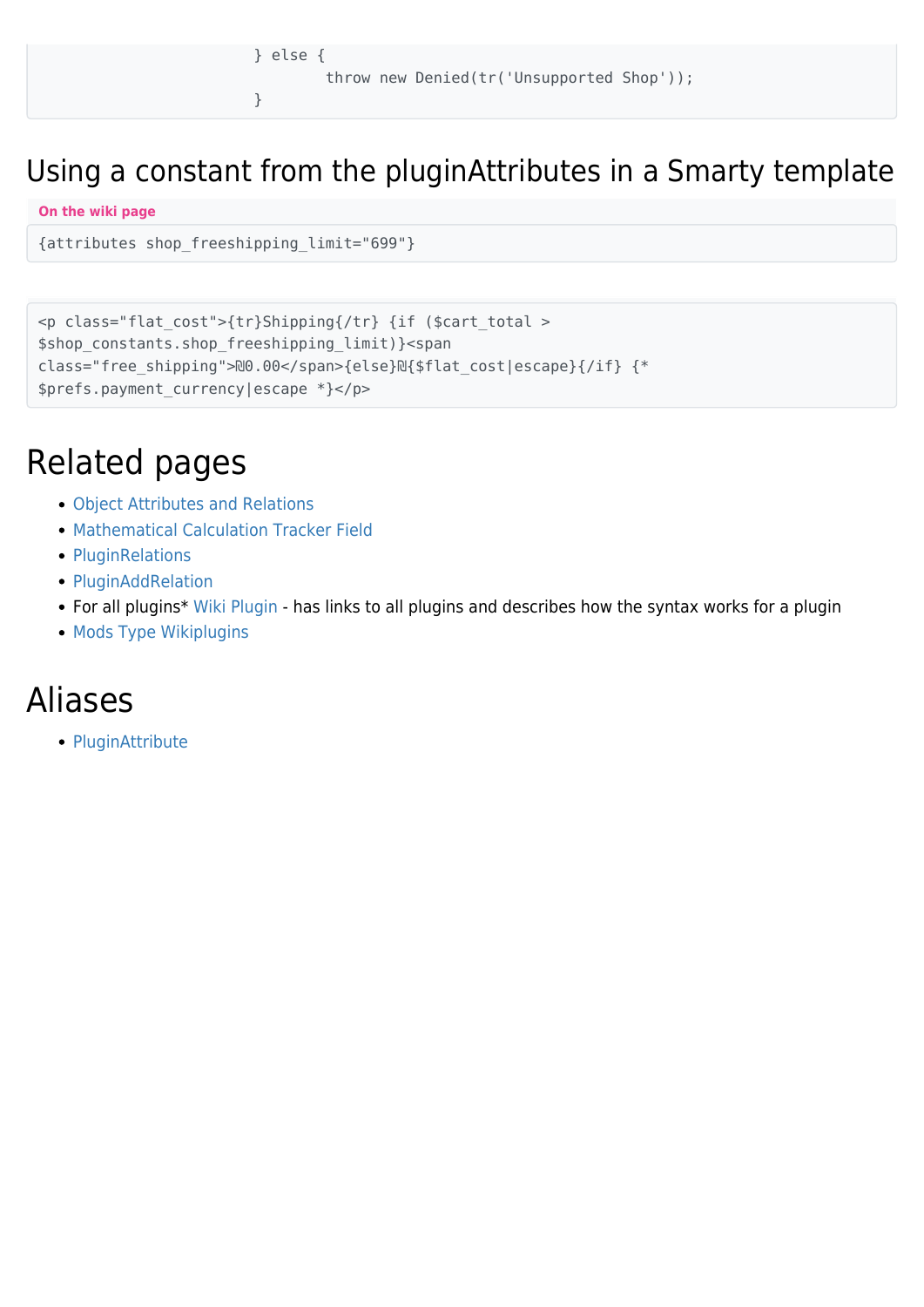```
                        } else {
                                throw new Denied(tr('Unsupported Shop'));
                        }
```

## Using a constant from the pluginAttributes in a Smarty template

**On the wiki page**

```
{attributes shop_freeshipping_limit="699"}
```

```
<p class="flat_cost">{tr}Shipping{/tr} {if ($cart_total >
$shop_constants.shop_freeshipping_limit)}<span
class="free_shipping">₪0.00</span>{else}₪{$flat_cost|escape}{/if} {*
$prefs.payment_currency|escape *}</p>
```

# Related pages

- Object Attributes and Relations
- Mathematical Calculation Tracker Field
- PluginRelations
- PluginAddRelation
- For all plugins* Wiki Plugin - has links to all plugins and describes how the syntax works for a plugin
- Mods Type Wikiplugins

# Aliases

- PluginAttribute